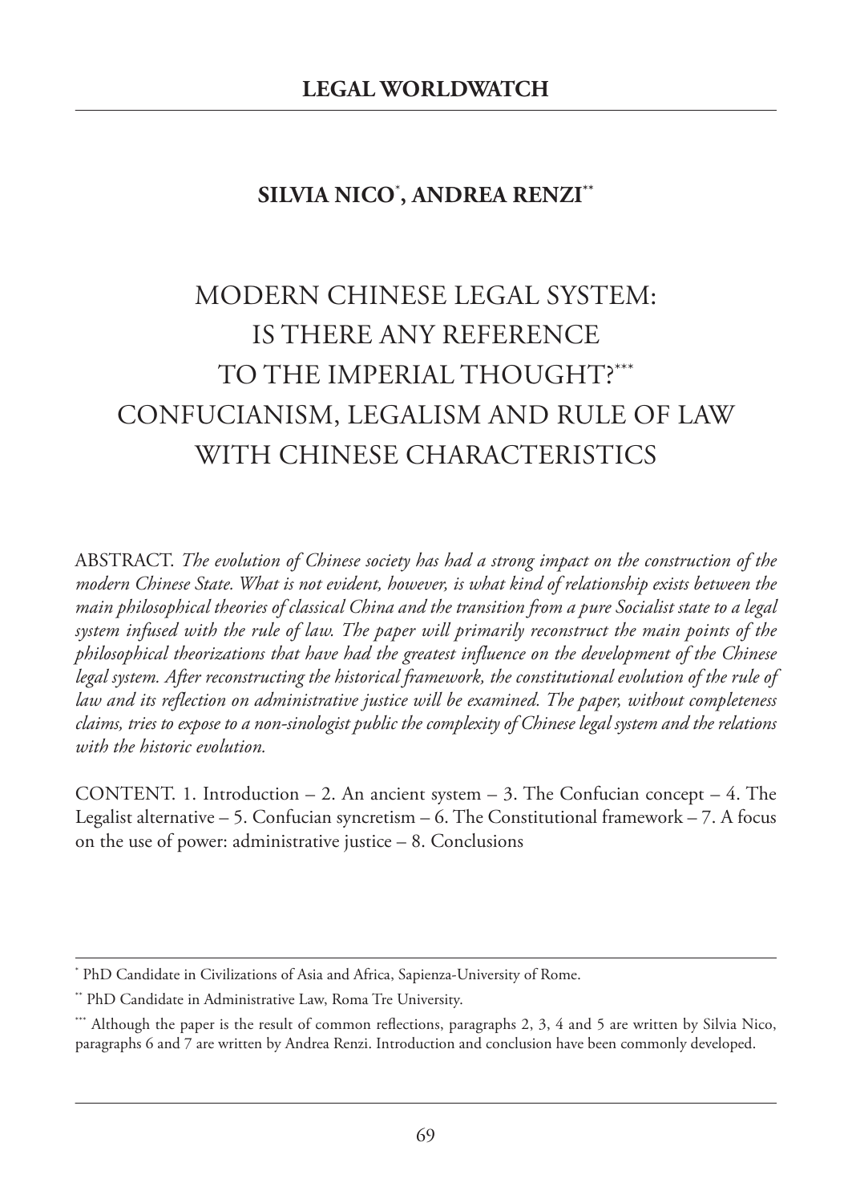**LEGAL WORLDWATCH**

**SILVIA NICO[*], ANDREA RENZI[**]**

# MODERN CHINESE LEGAL SYSTEM: IS THERE ANY REFERENCE TO THE IMPERIAL THOUGHT?[***] CONFUCIANISM, LEGALISM AND RULE OF LAW WITH CHINESE CHARACTERISTICS

ABSTRACT. *The evolution of Chinese society has had a strong impact on the construction of the modern Chinese State. What is not evident, however, is what kind of relationship exists between the main philosophical theories of classical China and the transition from a pure Socialist state to a legal system infused with the rule of law. The paper will primarily reconstruct the main points of the philosophical theorizations that have had the greatest influence on the development of the Chinese legal system. After reconstructing the historical framework, the constitutional evolution of the rule of law and its reflection on administrative justice will be examined. The paper, without completeness claims, tries to expose to a non-sinologist public the complexity of Chinese legal system and the relations with the historic evolution.*

CONTENT. 1. Introduction – 2. An ancient system – 3. The Confucian concept – 4. The Legalist alternative – 5. Confucian syncretism – 6. The Constitutional framework – 7. A focus on the use of power: administrative justice – 8. Conclusions

---

[*] PhD Candidate in Civilizations of Asia and Africa, Sapienza-University of Rome.

[**] PhD Candidate in Administrative Law, Roma Tre University.

[***] Although the paper is the result of common reflections, paragraphs 2, 3, 4 and 5 are written by Silvia Nico, paragraphs 6 and 7 are written by Andrea Renzi. Introduction and conclusion have been commonly developed.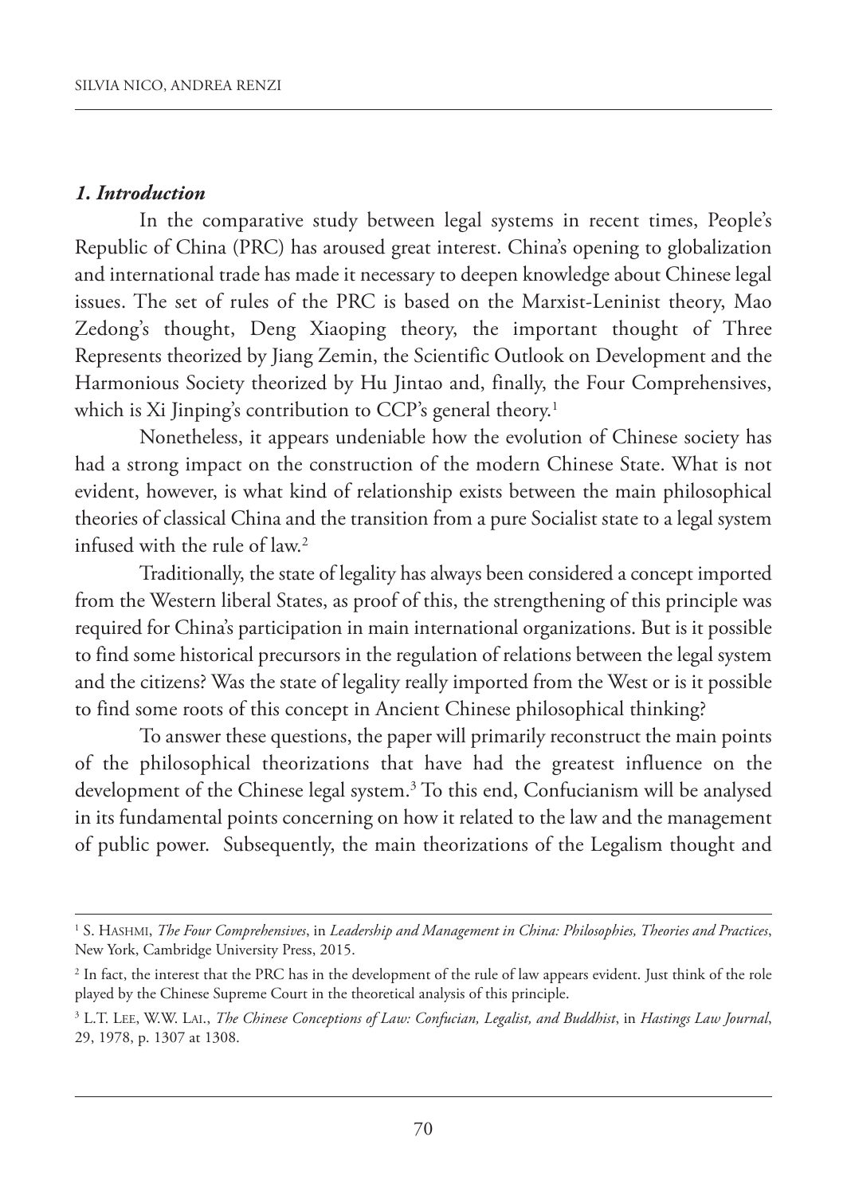## *1. Introduction*

In the comparative study between legal systems in recent times, People's Republic of China (PRC) has aroused great interest. China's opening to globalization and international trade has made it necessary to deepen knowledge about Chinese legal issues. The set of rules of the PRC is based on the Marxist-Leninist theory, Mao Zedong's thought, Deng Xiaoping theory, the important thought of Three Represents theorized by Jiang Zemin, the Scientific Outlook on Development and the Harmonious Society theorized by Hu Jintao and, finally, the Four Comprehensives, which is Xi Jinping's contribution to CCP's general theory.[1]

Nonetheless, it appears undeniable how the evolution of Chinese society has had a strong impact on the construction of the modern Chinese State. What is not evident, however, is what kind of relationship exists between the main philosophical theories of classical China and the transition from a pure Socialist state to a legal system infused with the rule of law.[2]

Traditionally, the state of legality has always been considered a concept imported from the Western liberal States, as proof of this, the strengthening of this principle was required for China's participation in main international organizations. But is it possible to find some historical precursors in the regulation of relations between the legal system and the citizens? Was the state of legality really imported from the West or is it possible to find some roots of this concept in Ancient Chinese philosophical thinking?

To answer these questions, the paper will primarily reconstruct the main points of the philosophical theorizations that have had the greatest influence on the development of the Chinese legal system.[3] To this end, Confucianism will be analysed in its fundamental points concerning on how it related to the law and the management of public power. Subsequently, the main theorizations of the Legalism thought and

---

[1] S. Hashmi, *The Four Comprehensives*, in *Leadership and Management in China: Philosophies, Theories and Practices*, New York, Cambridge University Press, 2015.

[2] In fact, the interest that the PRC has in the development of the rule of law appears evident. Just think of the role played by the Chinese Supreme Court in the theoretical analysis of this principle.

[3] L.T. Lee, W.W. Lai, *The Chinese Conceptions of Law: Confucian, Legalist, and Buddhist*, in *Hastings Law Journal*, 29, 1978, p. 1307 at 1308.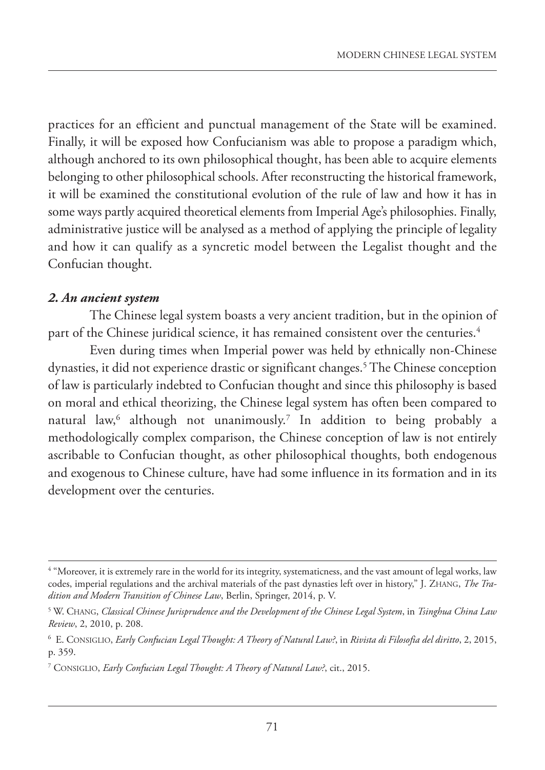practices for an efficient and punctual management of the State will be examined. Finally, it will be exposed how Confucianism was able to propose a paradigm which, although anchored to its own philosophical thought, has been able to acquire elements belonging to other philosophical schools. After reconstructing the historical framework, it will be examined the constitutional evolution of the rule of law and how it has in some ways partly acquired theoretical elements from Imperial Age's philosophies. Finally, administrative justice will be analysed as a method of applying the principle of legality and how it can qualify as a syncretic model between the Legalist thought and the Confucian thought.

## *2. An ancient system*

The Chinese legal system boasts a very ancient tradition, but in the opinion of part of the Chinese juridical science, it has remained consistent over the centuries.[4]

Even during times when Imperial power was held by ethnically non-Chinese dynasties, it did not experience drastic or significant changes.[5] The Chinese conception of law is particularly indebted to Confucian thought and since this philosophy is based on moral and ethical theorizing, the Chinese legal system has often been compared to natural law,[6] although not unanimously.[7] In addition to being probably a methodologically complex comparison, the Chinese conception of law is not entirely ascribable to Confucian thought, as other philosophical thoughts, both endogenous and exogenous to Chinese culture, have had some influence in its formation and in its development over the centuries.

---

[4] "Moreover, it is extremely rare in the world for its integrity, systematicness, and the vast amount of legal works, law codes, imperial regulations and the archival materials of the past dynasties left over in history," J. Zhang, *The Tradition and Modern Transition of Chinese Law*, Berlin, Springer, 2014, p. V.

[5] W. Chang, *Classical Chinese Jurisprudence and the Development of the Chinese Legal System*, in *Tsinghua China Law Review*, 2, 2010, p. 208.

[6] E. Consiglio, *Early Confucian Legal Thought: A Theory of Natural Law?*, in *Rivista di Filosofia del diritto*, 2, 2015, p. 359.

[7] Consiglio, *Early Confucian Legal Thought: A Theory of Natural Law?*, cit., 2015.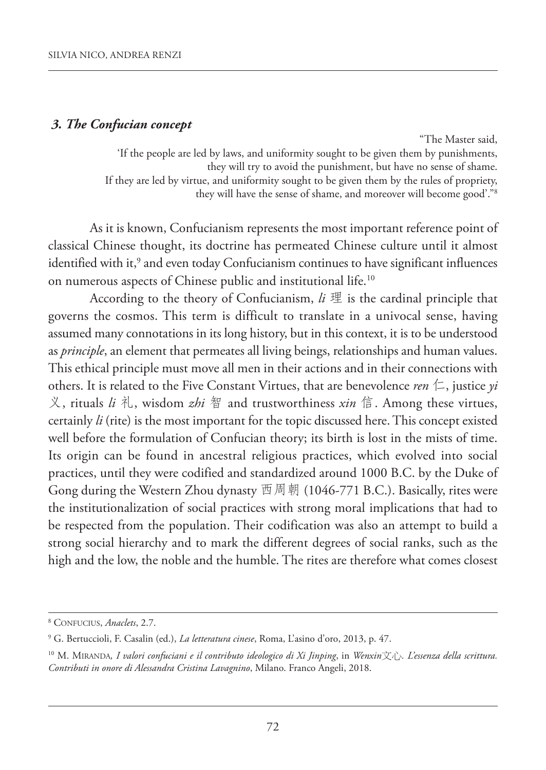### *3. The Confucian concept*

> "The Master said,
> 'If the people are led by laws, and uniformity sought to be given them by punishments, they will try to avoid the punishment, but have no sense of shame.
> If they are led by virtue, and uniformity sought to be given them by the rules of propriety, they will have the sense of shame, and moreover will become good'."[8]

As it is known, Confucianism represents the most important reference point of classical Chinese thought, its doctrine has permeated Chinese culture until it almost identified with it,[9] and even today Confucianism continues to have significant influences on numerous aspects of Chinese public and institutional life.[10]

According to the theory of Confucianism, *li* 理 is the cardinal principle that governs the cosmos. This term is difficult to translate in a univocal sense, having assumed many connotations in its long history, but in this context, it is to be understood as *principle*, an element that permeates all living beings, relationships and human values. This ethical principle must move all men in their actions and in their connections with others. It is related to the Five Constant Virtues, that are benevolence *ren* 仁, justice *yi* 义, rituals *li* 礼, wisdom *zhi* 智 and trustworthiness *xin* 信. Among these virtues, certainly *li* (rite) is the most important for the topic discussed here. This concept existed well before the formulation of Confucian theory; its birth is lost in the mists of time. Its origin can be found in ancestral religious practices, which evolved into social practices, until they were codified and standardized around 1000 B.C. by the Duke of Gong during the Western Zhou dynasty 西周朝 (1046-771 B.C.). Basically, rites were the institutionalization of social practices with strong moral implications that had to be respected from the population. Their codification was also an attempt to build a strong social hierarchy and to mark the different degrees of social ranks, such as the high and the low, the noble and the humble. The rites are therefore what comes closest

---

[8] Confucius, *Anaclets*, 2.7.

[9] G. Bertuccioli, F. Casalin (ed.), *La letteratura cinese*, Roma, L'asino d'oro, 2013, p. 47.

[10] M. Miranda*, I valori confuciani e il contributo ideologico di Xi Jinping*, in *Wenxin*文心*. L'essenza della scrittura. Contributi in onore di Alessandra Cristina Lavagnino*, Milano. Franco Angeli, 2018.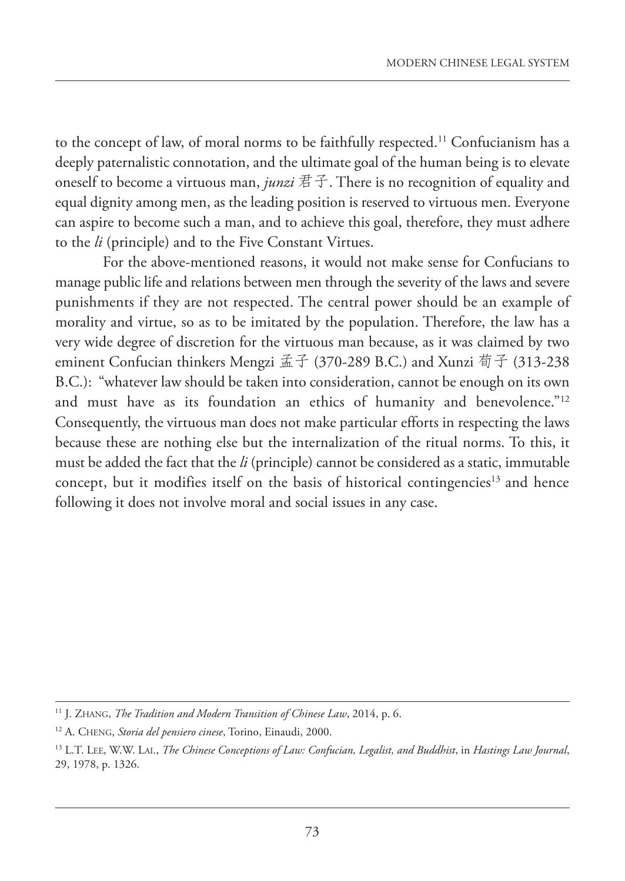to the concept of law, of moral norms to be faithfully respected.[11] Confucianism has a deeply paternalistic connotation, and the ultimate goal of the human being is to elevate oneself to become a virtuous man, *junzi* 君子. There is no recognition of equality and equal dignity among men, as the leading position is reserved to virtuous men. Everyone can aspire to become such a man, and to achieve this goal, therefore, they must adhere to the *li* (principle) and to the Five Constant Virtues.

For the above-mentioned reasons, it would not make sense for Confucians to manage public life and relations between men through the severity of the laws and severe punishments if they are not respected. The central power should be an example of morality and virtue, so as to be imitated by the population. Therefore, the law has a very wide degree of discretion for the virtuous man because, as it was claimed by two eminent Confucian thinkers Mengzi 孟子 (370-289 B.C.) and Xunzi 荀子 (313-238 B.C.): "whatever law should be taken into consideration, cannot be enough on its own and must have as its foundation an ethics of humanity and benevolence."[12] Consequently, the virtuous man does not make particular efforts in respecting the laws because these are nothing else but the internalization of the ritual norms. To this, it must be added the fact that the *li* (principle) cannot be considered as a static, immutable concept, but it modifies itself on the basis of historical contingencies[13] and hence following it does not involve moral and social issues in any case.

---

[11] J. Zhang, *The Tradition and Modern Transition of Chinese Law*, 2014, p. 6.

[12] A. Cheng, *Storia del pensiero cinese*, Torino, Einaudi, 2000.

[13] L.T. Lee, W.W. Lai., *The Chinese Conceptions of Law: Confucian, Legalist, and Buddhist*, in *Hastings Law Journal*, 29, 1978, p. 1326.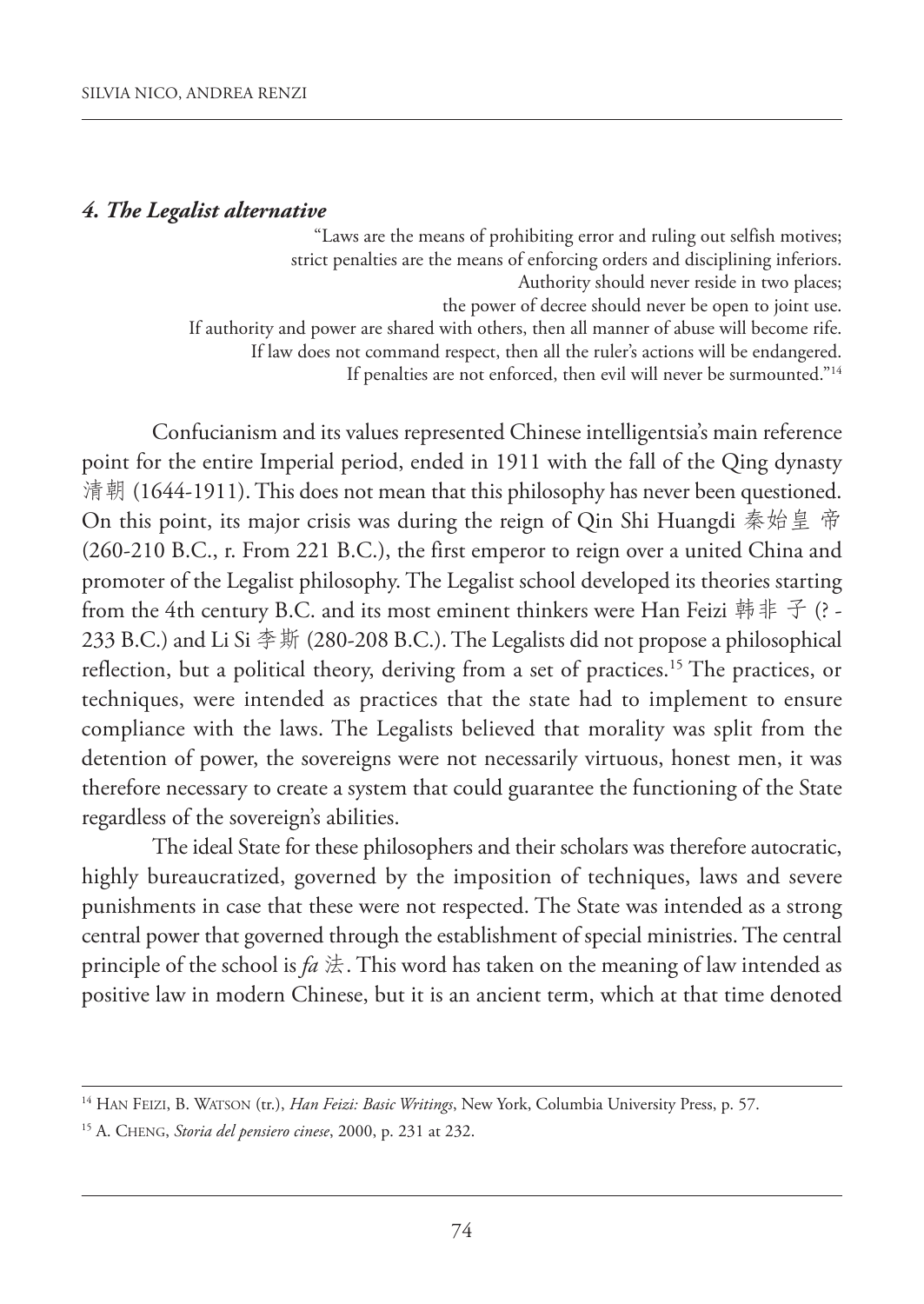#### *4. The Legalist alternative*

"Laws are the means of prohibiting error and ruling out selfish motives;
strict penalties are the means of enforcing orders and disciplining inferiors.
Authority should never reside in two places;
the power of decree should never be open to joint use.
If authority and power are shared with others, then all manner of abuse will become rife.
If law does not command respect, then all the ruler's actions will be endangered.
If penalties are not enforced, then evil will never be surmounted."[14]

Confucianism and its values represented Chinese intelligentsia's main reference point for the entire Imperial period, ended in 1911 with the fall of the Qing dynasty 清朝 (1644-1911). This does not mean that this philosophy has never been questioned. On this point, its major crisis was during the reign of Qin Shi Huangdi 秦始皇 帝 (260-210 B.C., r. From 221 B.C.), the first emperor to reign over a united China and promoter of the Legalist philosophy. The Legalist school developed its theories starting from the 4th century B.C. and its most eminent thinkers were Han Feizi 韩非 子 (? - 233 B.C.) and Li Si 李斯 (280-208 B.C.). The Legalists did not propose a philosophical reflection, but a political theory, deriving from a set of practices.[15] The practices, or techniques, were intended as practices that the state had to implement to ensure compliance with the laws. The Legalists believed that morality was split from the detention of power, the sovereigns were not necessarily virtuous, honest men, it was therefore necessary to create a system that could guarantee the functioning of the State regardless of the sovereign's abilities.

The ideal State for these philosophers and their scholars was therefore autocratic, highly bureaucratized, governed by the imposition of techniques, laws and severe punishments in case that these were not respected. The State was intended as a strong central power that governed through the establishment of special ministries. The central principle of the school is *fa* 法. This word has taken on the meaning of law intended as positive law in modern Chinese, but it is an ancient term, which at that time denoted

---

[14] HAN FEIZI, B. WATSON (tr.), *Han Feizi: Basic Writings*, New York, Columbia University Press, p. 57.

[15] A. CHENG, *Storia del pensiero cinese*, 2000, p. 231 at 232.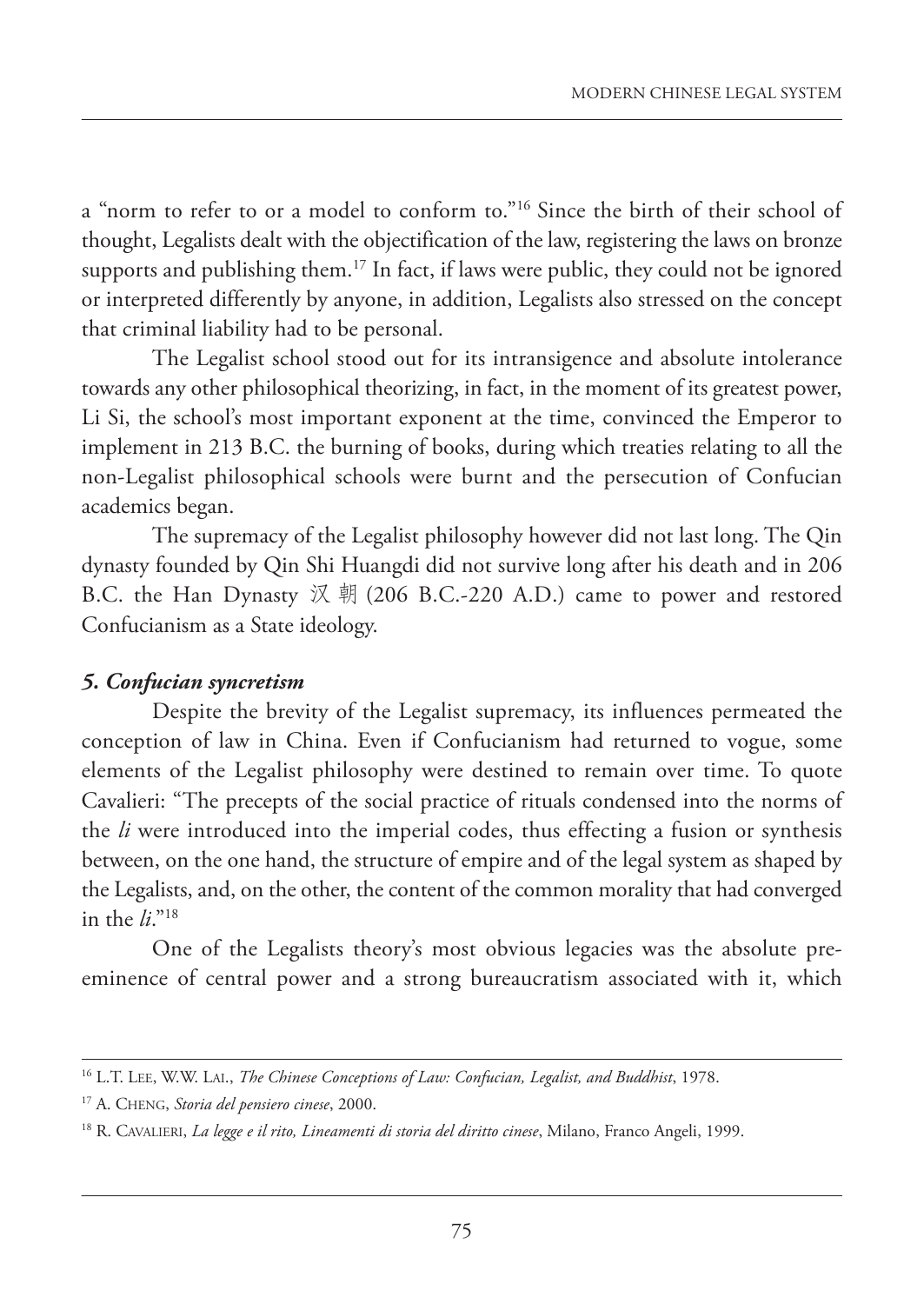a "norm to refer to or a model to conform to."[16] Since the birth of their school of thought, Legalists dealt with the objectification of the law, registering the laws on bronze supports and publishing them.[17] In fact, if laws were public, they could not be ignored or interpreted differently by anyone, in addition, Legalists also stressed on the concept that criminal liability had to be personal.

The Legalist school stood out for its intransigence and absolute intolerance towards any other philosophical theorizing, in fact, in the moment of its greatest power, Li Si, the school's most important exponent at the time, convinced the Emperor to implement in 213 B.C. the burning of books, during which treaties relating to all the non-Legalist philosophical schools were burnt and the persecution of Confucian academics began.

The supremacy of the Legalist philosophy however did not last long. The Qin dynasty founded by Qin Shi Huangdi did not survive long after his death and in 206 B.C. the Han Dynasty 汉朝 (206 B.C.-220 A.D.) came to power and restored Confucianism as a State ideology.

### *5. Confucian syncretism*

Despite the brevity of the Legalist supremacy, its influences permeated the conception of law in China. Even if Confucianism had returned to vogue, some elements of the Legalist philosophy were destined to remain over time. To quote Cavalieri: "The precepts of the social practice of rituals condensed into the norms of the *li* were introduced into the imperial codes, thus effecting a fusion or synthesis between, on the one hand, the structure of empire and of the legal system as shaped by the Legalists, and, on the other, the content of the common morality that had converged in the *li*."[18]

One of the Legalists theory's most obvious legacies was the absolute pre-eminence of central power and a strong bureaucratism associated with it, which

---

[16] L.T. Lee, W.W. Lai., *The Chinese Conceptions of Law: Confucian, Legalist, and Buddhist*, 1978.

[17] A. Cheng, *Storia del pensiero cinese*, 2000.

[18] R. Cavalieri, *La legge e il rito, Lineamenti di storia del diritto cinese*, Milano, Franco Angeli, 1999.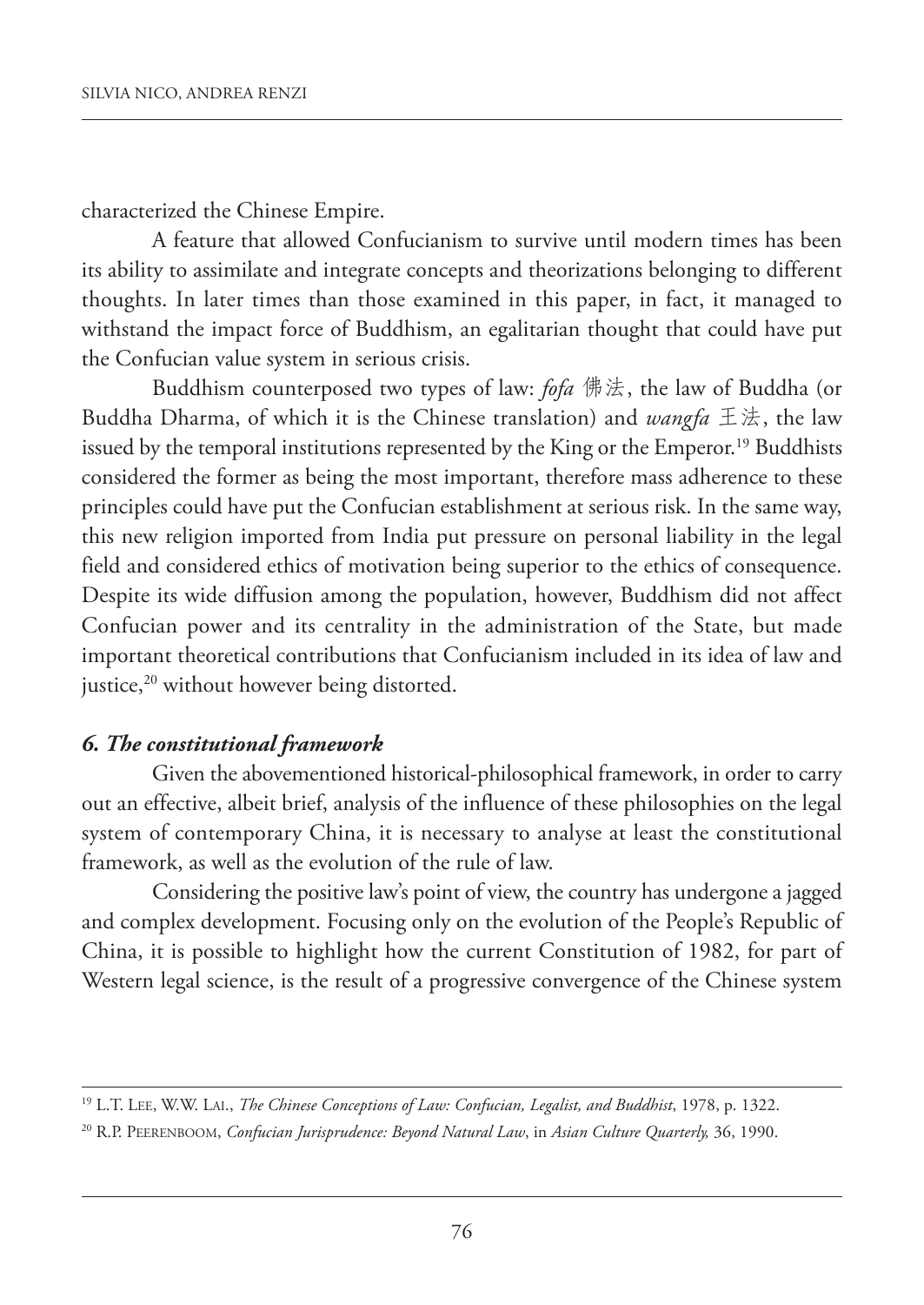characterized the Chinese Empire.

A feature that allowed Confucianism to survive until modern times has been its ability to assimilate and integrate concepts and theorizations belonging to different thoughts. In later times than those examined in this paper, in fact, it managed to withstand the impact force of Buddhism, an egalitarian thought that could have put the Confucian value system in serious crisis.

Buddhism counterposed two types of law: *fofa* 佛法, the law of Buddha (or Buddha Dharma, of which it is the Chinese translation) and *wangfa* 王法, the law issued by the temporal institutions represented by the King or the Emperor.[19] Buddhists considered the former as being the most important, therefore mass adherence to these principles could have put the Confucian establishment at serious risk. In the same way, this new religion imported from India put pressure on personal liability in the legal field and considered ethics of motivation being superior to the ethics of consequence. Despite its wide diffusion among the population, however, Buddhism did not affect Confucian power and its centrality in the administration of the State, but made important theoretical contributions that Confucianism included in its idea of law and justice,[20] without however being distorted.

### *6. The constitutional framework*

Given the abovementioned historical-philosophical framework, in order to carry out an effective, albeit brief, analysis of the influence of these philosophies on the legal system of contemporary China, it is necessary to analyse at least the constitutional framework, as well as the evolution of the rule of law.

Considering the positive law's point of view, the country has undergone a jagged and complex development. Focusing only on the evolution of the People's Republic of China, it is possible to highlight how the current Constitution of 1982, for part of Western legal science, is the result of a progressive convergence of the Chinese system

---

[19] L.T. Lee, W.W. Lai., *The Chinese Conceptions of Law: Confucian, Legalist, and Buddhist*, 1978, p. 1322.

[20] R.P. Peerenboom, *Confucian Jurisprudence: Beyond Natural Law*, in *Asian Culture Quarterly,* 36, 1990.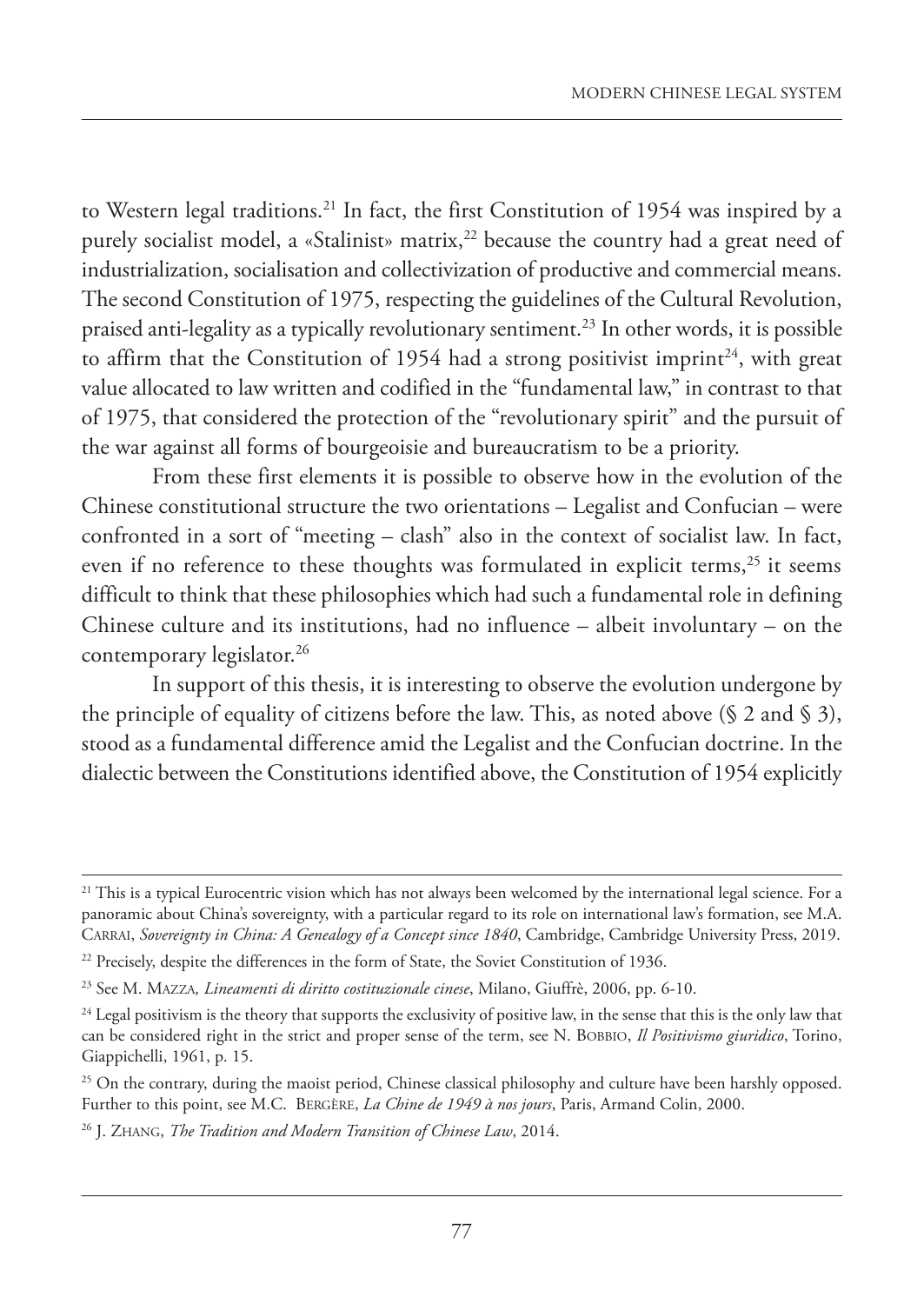to Western legal traditions.[21] In fact, the first Constitution of 1954 was inspired by a purely socialist model, a «Stalinist» matrix,[22] because the country had a great need of industrialization, socialisation and collectivization of productive and commercial means. The second Constitution of 1975, respecting the guidelines of the Cultural Revolution, praised anti-legality as a typically revolutionary sentiment.[23] In other words, it is possible to affirm that the Constitution of 1954 had a strong positivist imprint[24], with great value allocated to law written and codified in the "fundamental law," in contrast to that of 1975, that considered the protection of the "revolutionary spirit" and the pursuit of the war against all forms of bourgeoisie and bureaucratism to be a priority.

From these first elements it is possible to observe how in the evolution of the Chinese constitutional structure the two orientations – Legalist and Confucian – were confronted in a sort of "meeting – clash" also in the context of socialist law. In fact, even if no reference to these thoughts was formulated in explicit terms,[25] it seems difficult to think that these philosophies which had such a fundamental role in defining Chinese culture and its institutions, had no influence – albeit involuntary – on the contemporary legislator.[26]

In support of this thesis, it is interesting to observe the evolution undergone by the principle of equality of citizens before the law. This, as noted above (§ 2 and § 3), stood as a fundamental difference amid the Legalist and the Confucian doctrine. In the dialectic between the Constitutions identified above, the Constitution of 1954 explicitly

---

[21] This is a typical Eurocentric vision which has not always been welcomed by the international legal science. For a panoramic about China's sovereignty, with a particular regard to its role on international law's formation, see M.A. Carrai, *Sovereignty in China: A Genealogy of a Concept since 1840*, Cambridge, Cambridge University Press, 2019.

[22] Precisely, despite the differences in the form of State, the Soviet Constitution of 1936.

[23] See M. Mazza*, Lineamenti di diritto costituzionale cinese*, Milano, Giuffrè, 2006, pp. 6-10.

[24] Legal positivism is the theory that supports the exclusivity of positive law, in the sense that this is the only law that can be considered right in the strict and proper sense of the term, see N. Bobbio, *Il Positivismo giuridico*, Torino, Giappichelli, 1961, p. 15.

[25] On the contrary, during the maoist period, Chinese classical philosophy and culture have been harshly opposed. Further to this point, see M.C. Bergère, *La Chine de 1949 à nos jours*, Paris, Armand Colin, 2000.

[26] J. Zhang, *The Tradition and Modern Transition of Chinese Law*, 2014.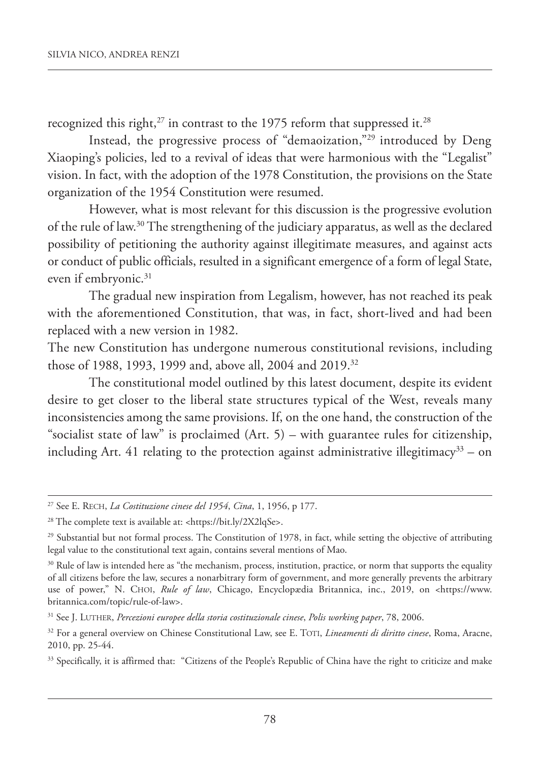recognized this right,[27] in contrast to the 1975 reform that suppressed it.[28]

Instead, the progressive process of "demaoization,"[29] introduced by Deng Xiaoping's policies, led to a revival of ideas that were harmonious with the "Legalist" vision. In fact, with the adoption of the 1978 Constitution, the provisions on the State organization of the 1954 Constitution were resumed.

However, what is most relevant for this discussion is the progressive evolution of the rule of law.[30] The strengthening of the judiciary apparatus, as well as the declared possibility of petitioning the authority against illegitimate measures, and against acts or conduct of public officials, resulted in a significant emergence of a form of legal State, even if embryonic.[31]

The gradual new inspiration from Legalism, however, has not reached its peak with the aforementioned Constitution, that was, in fact, short-lived and had been replaced with a new version in 1982.

The new Constitution has undergone numerous constitutional revisions, including those of 1988, 1993, 1999 and, above all, 2004 and 2019.[32]

The constitutional model outlined by this latest document, despite its evident desire to get closer to the liberal state structures typical of the West, reveals many inconsistencies among the same provisions. If, on the one hand, the construction of the "socialist state of law" is proclaimed (Art. 5) – with guarantee rules for citizenship, including Art. 41 relating to the protection against administrative illegitimacy[33] – on

---

[27] See E. Rech, *La Costituzione cinese del 1954*, *Cina*, 1, 1956, p 177.

[28] The complete text is available at: <https://bit.ly/2X2lqSe>.

[29] Substantial but not formal process. The Constitution of 1978, in fact, while setting the objective of attributing legal value to the constitutional text again, contains several mentions of Mao.

[30] Rule of law is intended here as "the mechanism, process, institution, practice, or norm that supports the equality of all citizens before the law, secures a nonarbitrary form of government, and more generally prevents the arbitrary use of power," N. Choi, *Rule of law*, Chicago, Encyclopædia Britannica, inc., 2019, on <https://www.britannica.com/topic/rule-of-law>.

[31] See J. Luther, *Percezioni europee della storia costituzionale cinese*, *Polis working paper*, 78, 2006.

[32] For a general overview on Chinese Constitutional Law, see E. Toti, *Lineamenti di diritto cinese*, Roma, Aracne, 2010, pp. 25-44.

[33] Specifically, it is affirmed that: "Citizens of the People's Republic of China have the right to criticize and make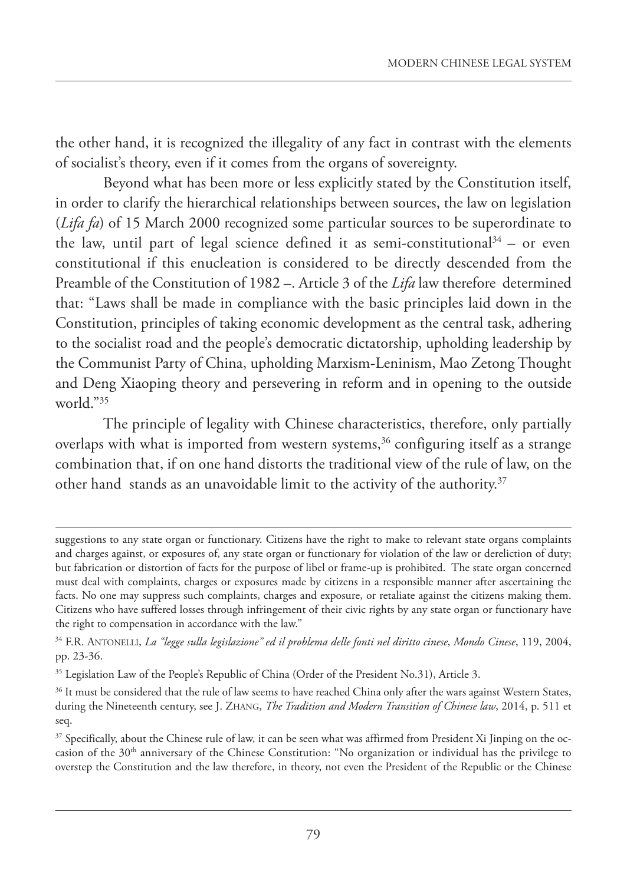the other hand, it is recognized the illegality of any fact in contrast with the elements of socialist's theory, even if it comes from the organs of sovereignty.

Beyond what has been more or less explicitly stated by the Constitution itself, in order to clarify the hierarchical relationships between sources, the law on legislation (*Lifa fa*) of 15 March 2000 recognized some particular sources to be superordinate to the law, until part of legal science defined it as semi-constitutional[34] – or even constitutional if this enucleation is considered to be directly descended from the Preamble of the Constitution of 1982 –. Article 3 of the *Lifa* law therefore determined that: "Laws shall be made in compliance with the basic principles laid down in the Constitution, principles of taking economic development as the central task, adhering to the socialist road and the people's democratic dictatorship, upholding leadership by the Communist Party of China, upholding Marxism-Leninism, Mao Zetong Thought and Deng Xiaoping theory and persevering in reform and in opening to the outside world."[35]

The principle of legality with Chinese characteristics, therefore, only partially overlaps with what is imported from western systems,[36] configuring itself as a strange combination that, if on one hand distorts the traditional view of the rule of law, on the other hand stands as an unavoidable limit to the activity of the authority.[37]

---

suggestions to any state organ or functionary. Citizens have the right to make to relevant state organs complaints and charges against, or exposures of, any state organ or functionary for violation of the law or dereliction of duty; but fabrication or distortion of facts for the purpose of libel or frame-up is prohibited. The state organ concerned must deal with complaints, charges or exposures made by citizens in a responsible manner after ascertaining the facts. No one may suppress such complaints, charges and exposure, or retaliate against the citizens making them. Citizens who have suffered losses through infringement of their civic rights by any state organ or functionary have the right to compensation in accordance with the law."

[34] F.R. Antonelli, *La "legge sulla legislazione" ed il problema delle fonti nel diritto cinese*, *Mondo Cinese*, 119, 2004, pp. 23-36.

[35] Legislation Law of the People's Republic of China (Order of the President No.31), Article 3.

[36] It must be considered that the rule of law seems to have reached China only after the wars against Western States, during the Nineteenth century, see J. Zhang, *The Tradition and Modern Transition of Chinese law*, 2014, p. 511 et seq.

[37] Specifically, about the Chinese rule of law, it can be seen what was affirmed from President Xi Jinping on the occasion of the 30th anniversary of the Chinese Constitution: "No organization or individual has the privilege to overstep the Constitution and the law therefore, in theory, not even the President of the Republic or the Chinese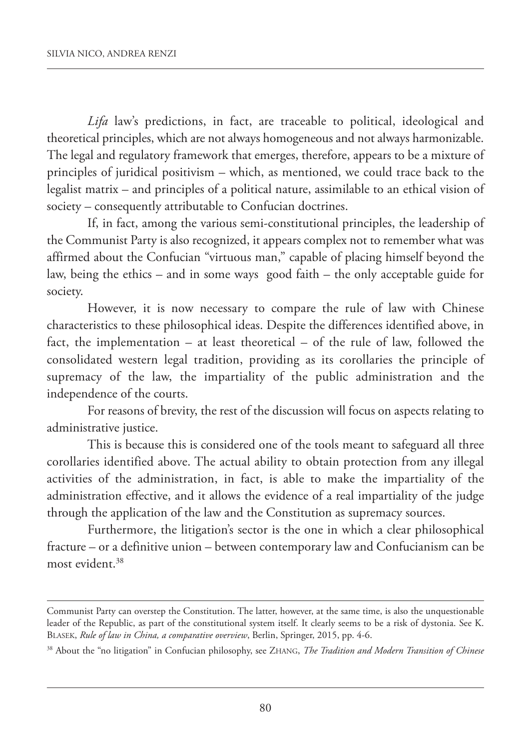*Lifa* law's predictions, in fact, are traceable to political, ideological and theoretical principles, which are not always homogeneous and not always harmonizable. The legal and regulatory framework that emerges, therefore, appears to be a mixture of principles of juridical positivism – which, as mentioned, we could trace back to the legalist matrix – and principles of a political nature, assimilable to an ethical vision of society – consequently attributable to Confucian doctrines.

If, in fact, among the various semi-constitutional principles, the leadership of the Communist Party is also recognized, it appears complex not to remember what was affirmed about the Confucian "virtuous man," capable of placing himself beyond the law, being the ethics – and in some ways good faith – the only acceptable guide for society.

However, it is now necessary to compare the rule of law with Chinese characteristics to these philosophical ideas. Despite the differences identified above, in fact, the implementation – at least theoretical – of the rule of law, followed the consolidated western legal tradition, providing as its corollaries the principle of supremacy of the law, the impartiality of the public administration and the independence of the courts.

For reasons of brevity, the rest of the discussion will focus on aspects relating to administrative justice.

This is because this is considered one of the tools meant to safeguard all three corollaries identified above. The actual ability to obtain protection from any illegal activities of the administration, in fact, is able to make the impartiality of the administration effective, and it allows the evidence of a real impartiality of the judge through the application of the law and the Constitution as supremacy sources.

Furthermore, the litigation's sector is the one in which a clear philosophical fracture – or a definitive union – between contemporary law and Confucianism can be most evident.[38]

---

Communist Party can overstep the Constitution. The latter, however, at the same time, is also the unquestionable leader of the Republic, as part of the constitutional system itself. It clearly seems to be a risk of dystonia. See K. Blasek, *Rule of law in China, a comparative overview*, Berlin, Springer, 2015, pp. 4-6.

[38] About the "no litigation" in Confucian philosophy, see Zhang, *The Tradition and Modern Transition of Chinese*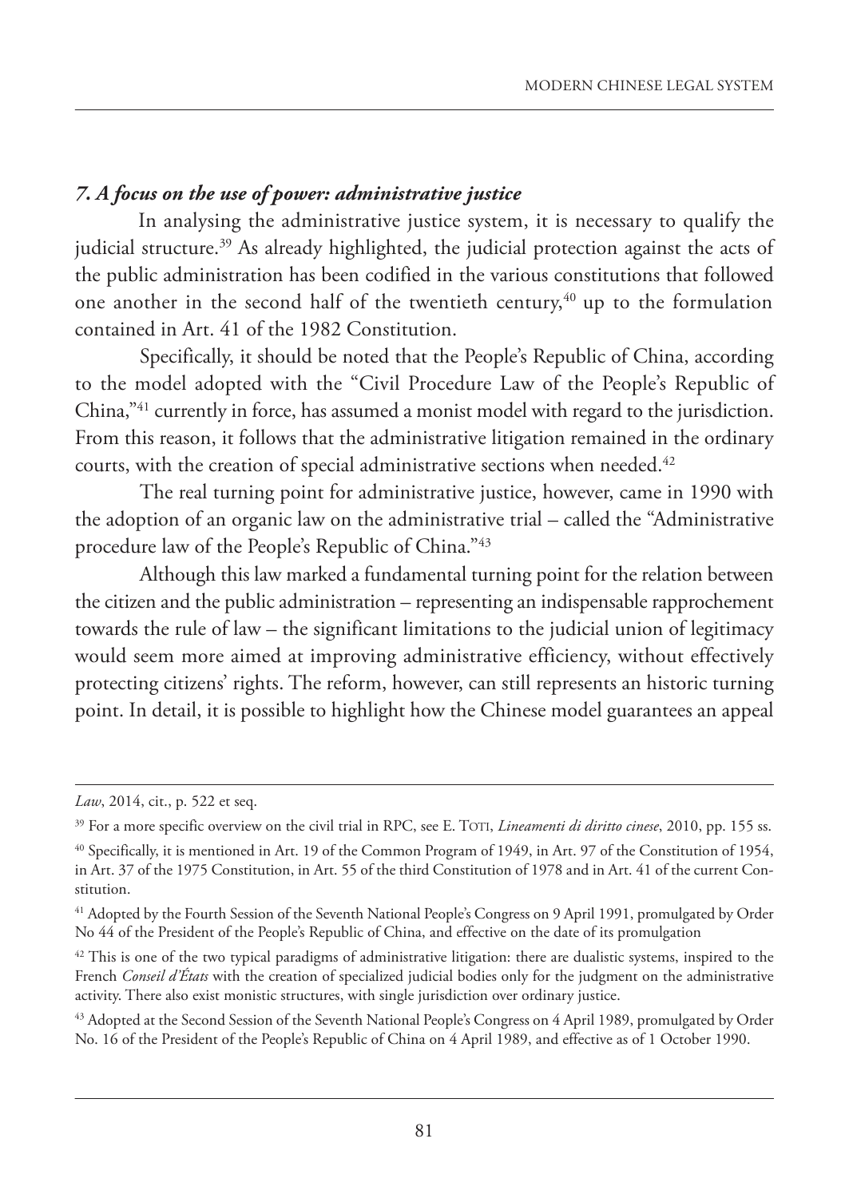### *7. A focus on the use of power: administrative justice*

In analysing the administrative justice system, it is necessary to qualify the judicial structure.[39] As already highlighted, the judicial protection against the acts of the public administration has been codified in the various constitutions that followed one another in the second half of the twentieth century,[40] up to the formulation contained in Art. 41 of the 1982 Constitution.

Specifically, it should be noted that the People's Republic of China, according to the model adopted with the "Civil Procedure Law of the People's Republic of China,"[41] currently in force, has assumed a monist model with regard to the jurisdiction. From this reason, it follows that the administrative litigation remained in the ordinary courts, with the creation of special administrative sections when needed.[42]

The real turning point for administrative justice, however, came in 1990 with the adoption of an organic law on the administrative trial – called the "Administrative procedure law of the People's Republic of China."[43]

Although this law marked a fundamental turning point for the relation between the citizen and the public administration – representing an indispensable rapprochement towards the rule of law – the significant limitations to the judicial union of legitimacy would seem more aimed at improving administrative efficiency, without effectively protecting citizens' rights. The reform, however, can still represents an historic turning point. In detail, it is possible to highlight how the Chinese model guarantees an appeal

---

*Law*, 2014, cit., p. 522 et seq.

[39] For a more specific overview on the civil trial in RPC, see E. Toti, *Lineamenti di diritto cinese*, 2010, pp. 155 ss.

[40] Specifically, it is mentioned in Art. 19 of the Common Program of 1949, in Art. 97 of the Constitution of 1954, in Art. 37 of the 1975 Constitution, in Art. 55 of the third Constitution of 1978 and in Art. 41 of the current Constitution.

[41] Adopted by the Fourth Session of the Seventh National People's Congress on 9 April 1991, promulgated by Order No 44 of the President of the People's Republic of China, and effective on the date of its promulgation

[42] This is one of the two typical paradigms of administrative litigation: there are dualistic systems, inspired to the French *Conseil d'États* with the creation of specialized judicial bodies only for the judgment on the administrative activity. There also exist monistic structures, with single jurisdiction over ordinary justice.

[43] Adopted at the Second Session of the Seventh National People's Congress on 4 April 1989, promulgated by Order No. 16 of the President of the People's Republic of China on 4 April 1989, and effective as of 1 October 1990.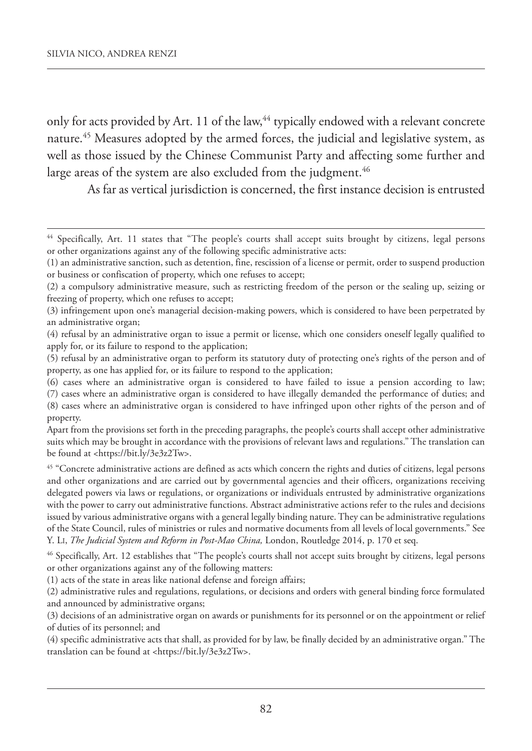only for acts provided by Art. 11 of the law,[44] typically endowed with a relevant concrete nature.[45] Measures adopted by the armed forces, the judicial and legislative system, as well as those issued by the Chinese Communist Party and affecting some further and large areas of the system are also excluded from the judgment.[46]

As far as vertical jurisdiction is concerned, the first instance decision is entrusted

---

[44] Specifically, Art. 11 states that "The people's courts shall accept suits brought by citizens, legal persons or other organizations against any of the following specific administrative acts:

(1) an administrative sanction, such as detention, fine, rescission of a license or permit, order to suspend production or business or confiscation of property, which one refuses to accept;

(2) a compulsory administrative measure, such as restricting freedom of the person or the sealing up, seizing or freezing of property, which one refuses to accept;

(3) infringement upon one's managerial decision-making powers, which is considered to have been perpetrated by an administrative organ;

(4) refusal by an administrative organ to issue a permit or license, which one considers oneself legally qualified to apply for, or its failure to respond to the application;

(5) refusal by an administrative organ to perform its statutory duty of protecting one's rights of the person and of property, as one has applied for, or its failure to respond to the application;

(6) cases where an administrative organ is considered to have failed to issue a pension according to law;

(7) cases where an administrative organ is considered to have illegally demanded the performance of duties; and

(8) cases where an administrative organ is considered to have infringed upon other rights of the person and of property.

Apart from the provisions set forth in the preceding paragraphs, the people's courts shall accept other administrative suits which may be brought in accordance with the provisions of relevant laws and regulations." The translation can be found at <https://bit.ly/3e3z2Tw>.

[45] "Concrete administrative actions are defined as acts which concern the rights and duties of citizens, legal persons and other organizations and are carried out by governmental agencies and their officers, organizations receiving delegated powers via laws or regulations, or organizations or individuals entrusted by administrative organizations with the power to carry out administrative functions. Abstract administrative actions refer to the rules and decisions issued by various administrative organs with a general legally binding nature. They can be administrative regulations of the State Council, rules of ministries or rules and normative documents from all levels of local governments." See Y. Li, *The Judicial System and Reform in Post-Mao China,* London, Routledge 2014, p. 170 et seq.

[46] Specifically, Art. 12 establishes that "The people's courts shall not accept suits brought by citizens, legal persons or other organizations against any of the following matters:

(1) acts of the state in areas like national defense and foreign affairs;

(2) administrative rules and regulations, regulations, or decisions and orders with general binding force formulated and announced by administrative organs;

(3) decisions of an administrative organ on awards or punishments for its personnel or on the appointment or relief of duties of its personnel; and

(4) specific administrative acts that shall, as provided for by law, be finally decided by an administrative organ." The translation can be found at <https://bit.ly/3e3z2Tw>.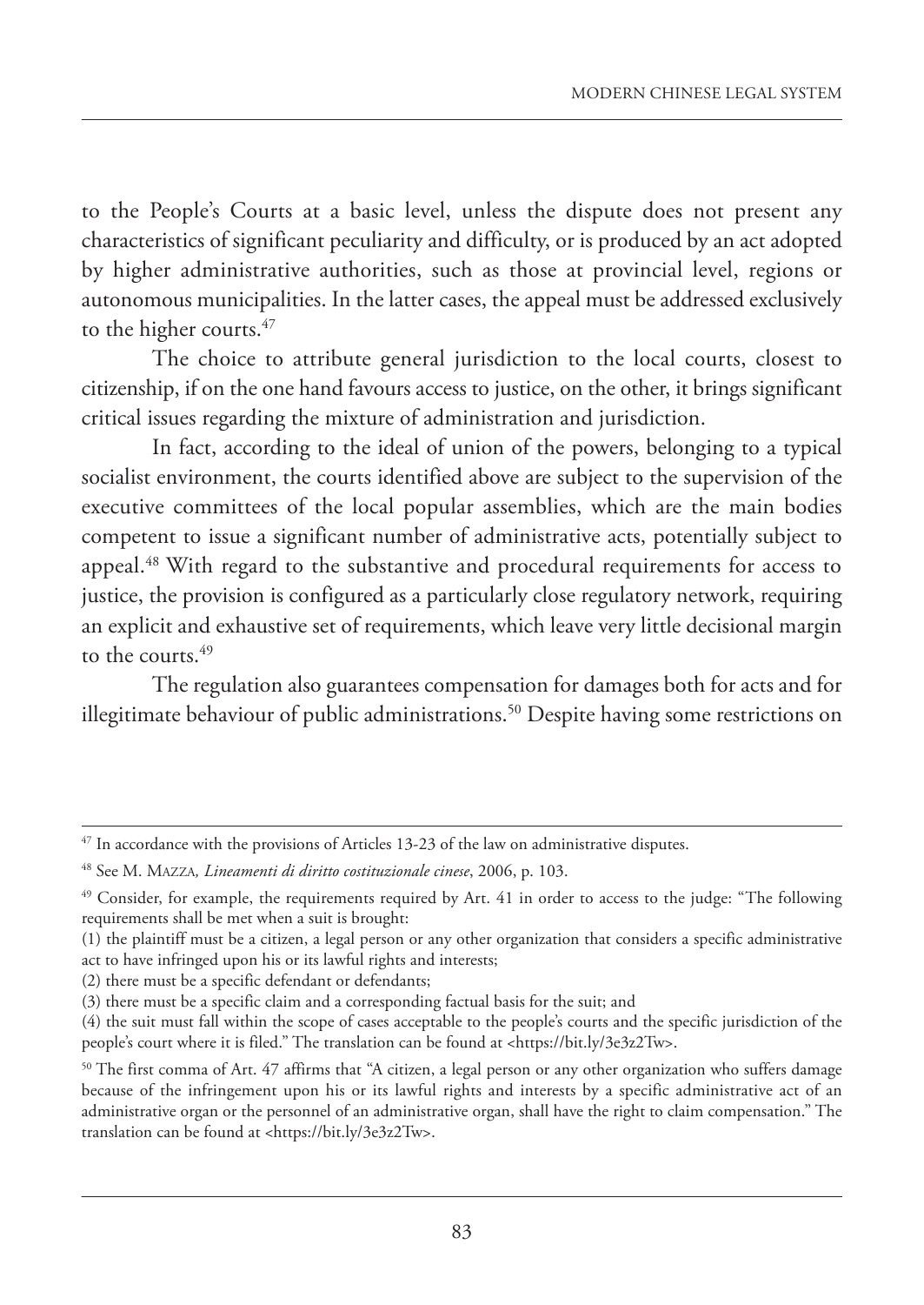to the People's Courts at a basic level, unless the dispute does not present any characteristics of significant peculiarity and difficulty, or is produced by an act adopted by higher administrative authorities, such as those at provincial level, regions or autonomous municipalities. In the latter cases, the appeal must be addressed exclusively to the higher courts.[47]

The choice to attribute general jurisdiction to the local courts, closest to citizenship, if on the one hand favours access to justice, on the other, it brings significant critical issues regarding the mixture of administration and jurisdiction.

In fact, according to the ideal of union of the powers, belonging to a typical socialist environment, the courts identified above are subject to the supervision of the executive committees of the local popular assemblies, which are the main bodies competent to issue a significant number of administrative acts, potentially subject to appeal.[48] With regard to the substantive and procedural requirements for access to justice, the provision is configured as a particularly close regulatory network, requiring an explicit and exhaustive set of requirements, which leave very little decisional margin to the courts.[49]

The regulation also guarantees compensation for damages both for acts and for illegitimate behaviour of public administrations.[50] Despite having some restrictions on

---

[47] In accordance with the provisions of Articles 13-23 of the law on administrative disputes.

[48] See M. Mazza, *Lineamenti di diritto costituzionale cinese*, 2006, p. 103.

[49] Consider, for example, the requirements required by Art. 41 in order to access to the judge: "The following requirements shall be met when a suit is brought:
(1) the plaintiff must be a citizen, a legal person or any other organization that considers a specific administrative act to have infringed upon his or its lawful rights and interests;
(2) there must be a specific defendant or defendants;
(3) there must be a specific claim and a corresponding factual basis for the suit; and
(4) the suit must fall within the scope of cases acceptable to the people's courts and the specific jurisdiction of the people's court where it is filed." The translation can be found at <https://bit.ly/3e3z2Tw>.

[50] The first comma of Art. 47 affirms that "A citizen, a legal person or any other organization who suffers damage because of the infringement upon his or its lawful rights and interests by a specific administrative act of an administrative organ or the personnel of an administrative organ, shall have the right to claim compensation." The translation can be found at <https://bit.ly/3e3z2Tw>.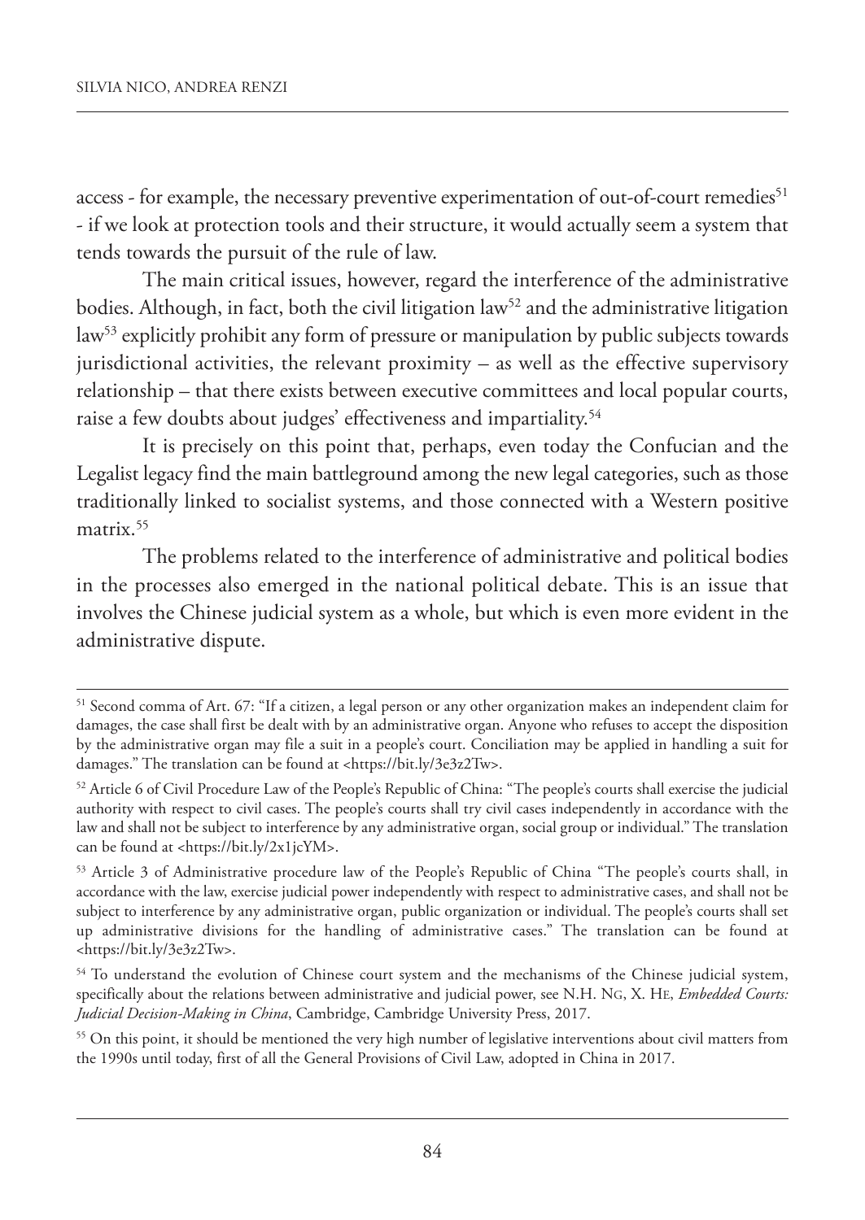access - for example, the necessary preventive experimentation of out-of-court remedies[51] - if we look at protection tools and their structure, it would actually seem a system that tends towards the pursuit of the rule of law.

The main critical issues, however, regard the interference of the administrative bodies. Although, in fact, both the civil litigation law[52] and the administrative litigation law[53] explicitly prohibit any form of pressure or manipulation by public subjects towards jurisdictional activities, the relevant proximity – as well as the effective supervisory relationship – that there exists between executive committees and local popular courts, raise a few doubts about judges' effectiveness and impartiality.[54]

It is precisely on this point that, perhaps, even today the Confucian and the Legalist legacy find the main battleground among the new legal categories, such as those traditionally linked to socialist systems, and those connected with a Western positive matrix.[55]

The problems related to the interference of administrative and political bodies in the processes also emerged in the national political debate. This is an issue that involves the Chinese judicial system as a whole, but which is even more evident in the administrative dispute.

---

[51] Second comma of Art. 67: "If a citizen, a legal person or any other organization makes an independent claim for damages, the case shall first be dealt with by an administrative organ. Anyone who refuses to accept the disposition by the administrative organ may file a suit in a people's court. Conciliation may be applied in handling a suit for damages." The translation can be found at <https://bit.ly/3e3z2Tw>.

[52] Article 6 of Civil Procedure Law of the People's Republic of China: "The people's courts shall exercise the judicial authority with respect to civil cases. The people's courts shall try civil cases independently in accordance with the law and shall not be subject to interference by any administrative organ, social group or individual." The translation can be found at <https://bit.ly/2x1jcYM>.

[53] Article 3 of Administrative procedure law of the People's Republic of China "The people's courts shall, in accordance with the law, exercise judicial power independently with respect to administrative cases, and shall not be subject to interference by any administrative organ, public organization or individual. The people's courts shall set up administrative divisions for the handling of administrative cases." The translation can be found at <https://bit.ly/3e3z2Tw>.

[54] To understand the evolution of Chinese court system and the mechanisms of the Chinese judicial system, specifically about the relations between administrative and judicial power, see N.H. Ng, X. He, *Embedded Courts: Judicial Decision-Making in China*, Cambridge, Cambridge University Press, 2017.

[55] On this point, it should be mentioned the very high number of legislative interventions about civil matters from the 1990s until today, first of all the General Provisions of Civil Law, adopted in China in 2017.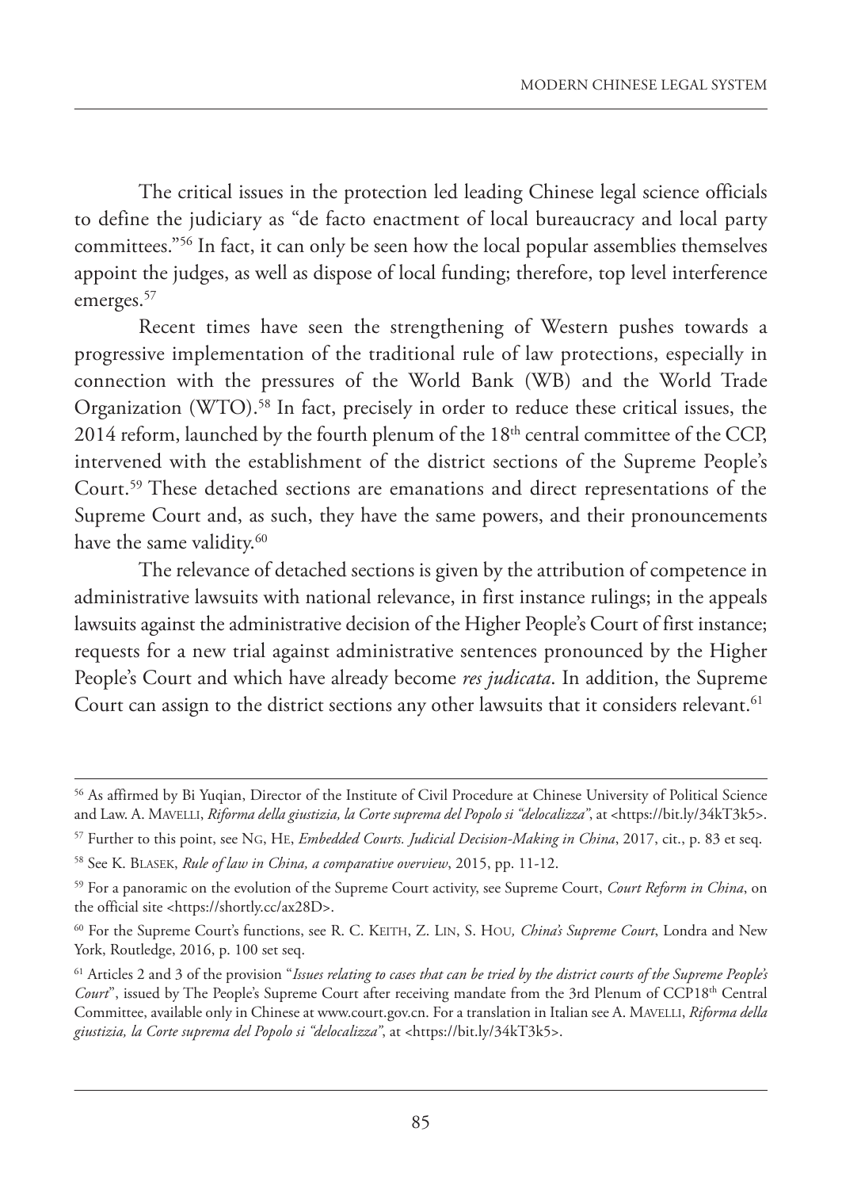The critical issues in the protection led leading Chinese legal science officials to define the judiciary as "de facto enactment of local bureaucracy and local party committees."[56] In fact, it can only be seen how the local popular assemblies themselves appoint the judges, as well as dispose of local funding; therefore, top level interference emerges.[57]

Recent times have seen the strengthening of Western pushes towards a progressive implementation of the traditional rule of law protections, especially in connection with the pressures of the World Bank (WB) and the World Trade Organization (WTO).[58] In fact, precisely in order to reduce these critical issues, the 2014 reform, launched by the fourth plenum of the 18th central committee of the CCP, intervened with the establishment of the district sections of the Supreme People's Court.[59] These detached sections are emanations and direct representations of the Supreme Court and, as such, they have the same powers, and their pronouncements have the same validity.[60]

The relevance of detached sections is given by the attribution of competence in administrative lawsuits with national relevance, in first instance rulings; in the appeals lawsuits against the administrative decision of the Higher People's Court of first instance; requests for a new trial against administrative sentences pronounced by the Higher People's Court and which have already become *res judicata*. In addition, the Supreme Court can assign to the district sections any other lawsuits that it considers relevant.[61]

---

[56] As affirmed by Bi Yuqian, Director of the Institute of Civil Procedure at Chinese University of Political Science and Law. A. Mavelli, *Riforma della giustizia, la Corte suprema del Popolo si "delocalizza"*, at <https://bit.ly/34kT3k5>.

[57] Further to this point, see Ng, He, *Embedded Courts. Judicial Decision-Making in China*, 2017, cit., p. 83 et seq.

[58] See K. Blasek, *Rule of law in China, a comparative overview*, 2015, pp. 11-12.

[59] For a panoramic on the evolution of the Supreme Court activity, see Supreme Court, *Court Reform in China*, on the official site <https://shortly.cc/ax28D>.

[60] For the Supreme Court's functions, see R. C. Keith, Z. Lin, S. Hou*, China's Supreme Court*, Londra and New York, Routledge, 2016, p. 100 set seq.

[61] Articles 2 and 3 of the provision "*Issues relating to cases that can be tried by the district courts of the Supreme People's Court*", issued by The People's Supreme Court after receiving mandate from the 3rd Plenum of CCP18th Central Committee, available only in Chinese at www.court.gov.cn. For a translation in Italian see A. Mavelli, *Riforma della giustizia, la Corte suprema del Popolo si "delocalizza"*, at <https://bit.ly/34kT3k5>.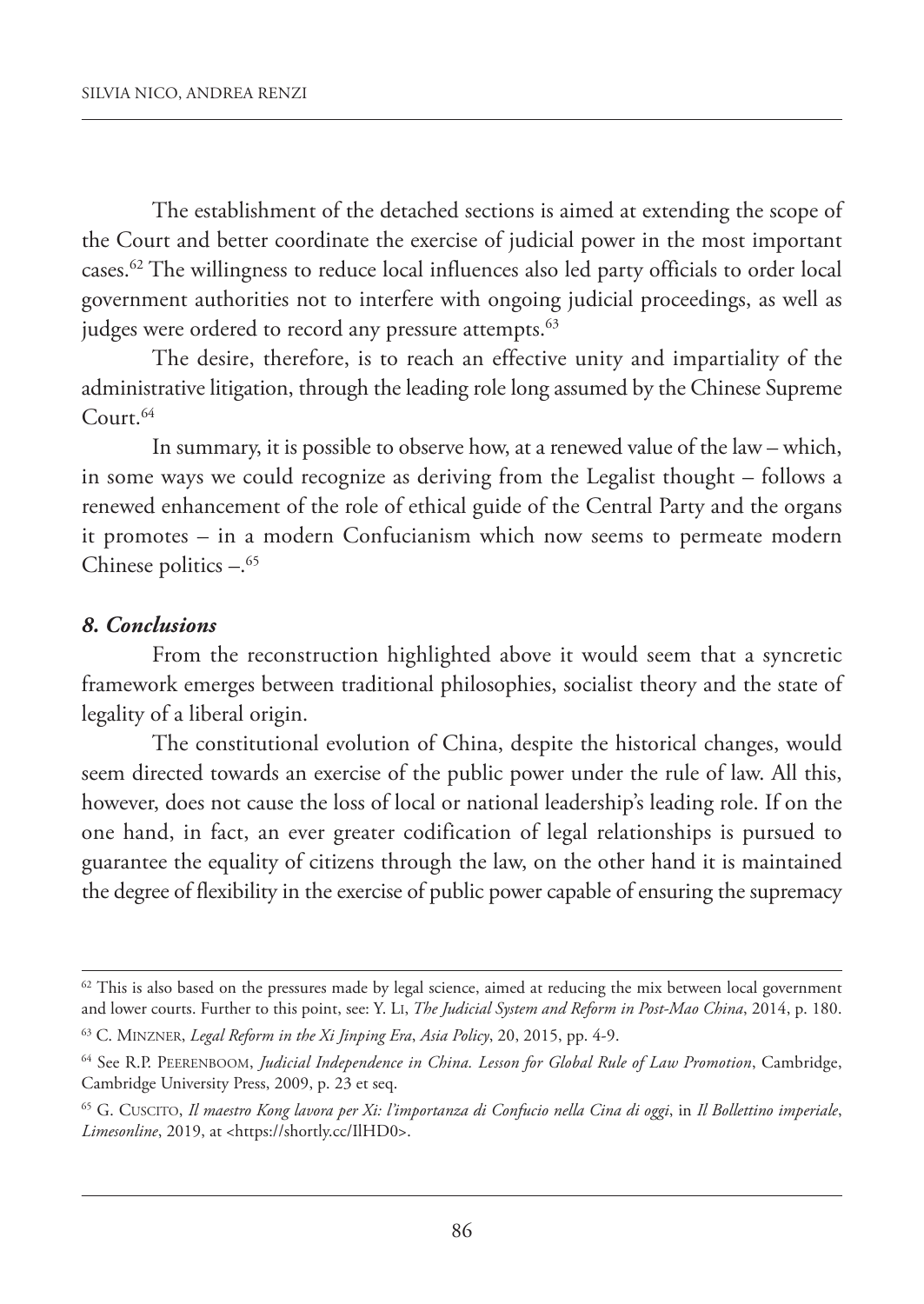The establishment of the detached sections is aimed at extending the scope of the Court and better coordinate the exercise of judicial power in the most important cases.[62] The willingness to reduce local influences also led party officials to order local government authorities not to interfere with ongoing judicial proceedings, as well as judges were ordered to record any pressure attempts.[63]

The desire, therefore, is to reach an effective unity and impartiality of the administrative litigation, through the leading role long assumed by the Chinese Supreme Court.[64]

In summary, it is possible to observe how, at a renewed value of the law – which, in some ways we could recognize as deriving from the Legalist thought – follows a renewed enhancement of the role of ethical guide of the Central Party and the organs it promotes – in a modern Confucianism which now seems to permeate modern Chinese politics –.[65]

### *8. Conclusions*

From the reconstruction highlighted above it would seem that a syncretic framework emerges between traditional philosophies, socialist theory and the state of legality of a liberal origin.

The constitutional evolution of China, despite the historical changes, would seem directed towards an exercise of the public power under the rule of law. All this, however, does not cause the loss of local or national leadership's leading role. If on the one hand, in fact, an ever greater codification of legal relationships is pursued to guarantee the equality of citizens through the law, on the other hand it is maintained the degree of flexibility in the exercise of public power capable of ensuring the supremacy

---

[62] This is also based on the pressures made by legal science, aimed at reducing the mix between local government and lower courts. Further to this point, see: Y. Li, *The Judicial System and Reform in Post-Mao China*, 2014, p. 180.

[63] C. Minzner, *Legal Reform in the Xi Jinping Era*, *Asia Policy*, 20, 2015, pp. 4-9.

[64] See R.P. Peerenboom, *Judicial Independence in China. Lesson for Global Rule of Law Promotion*, Cambridge, Cambridge University Press, 2009, p. 23 et seq.

[65] G. Cuscito, *Il maestro Kong lavora per Xi: l'importanza di Confucio nella Cina di oggi*, in *Il Bollettino imperiale*, *Limesonline*, 2019, at <https://shortly.cc/IlHD0>.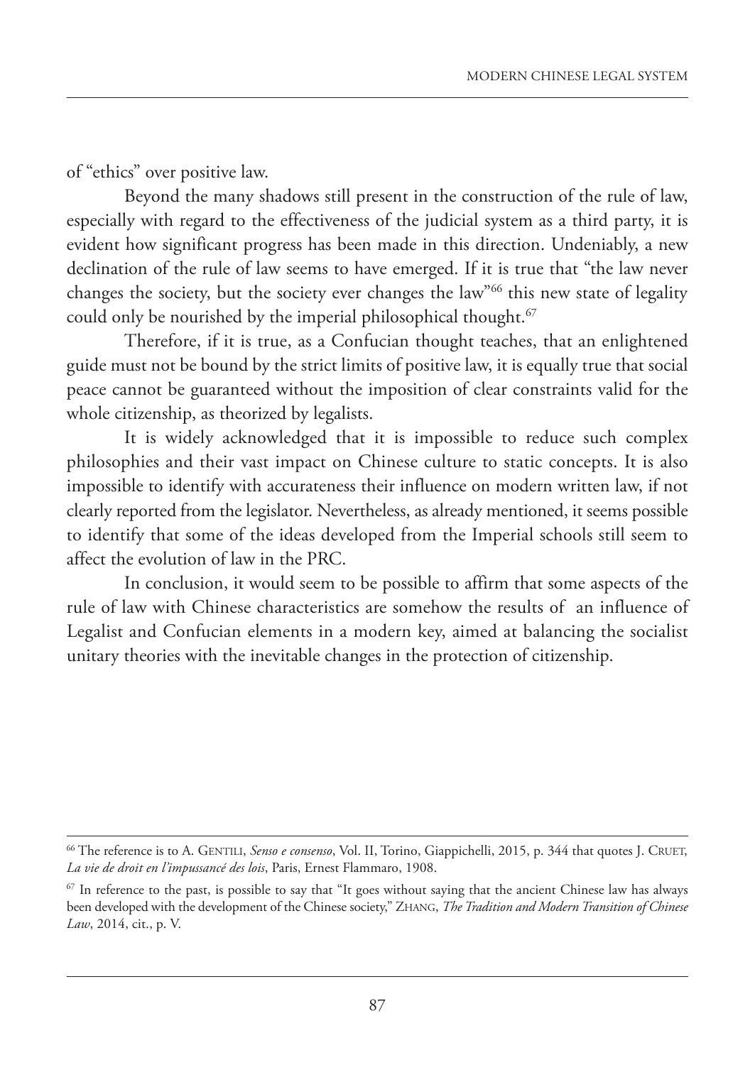of "ethics" over positive law.

Beyond the many shadows still present in the construction of the rule of law, especially with regard to the effectiveness of the judicial system as a third party, it is evident how significant progress has been made in this direction. Undeniably, a new declination of the rule of law seems to have emerged. If it is true that "the law never changes the society, but the society ever changes the law"[66] this new state of legality could only be nourished by the imperial philosophical thought.[67]

Therefore, if it is true, as a Confucian thought teaches, that an enlightened guide must not be bound by the strict limits of positive law, it is equally true that social peace cannot be guaranteed without the imposition of clear constraints valid for the whole citizenship, as theorized by legalists.

It is widely acknowledged that it is impossible to reduce such complex philosophies and their vast impact on Chinese culture to static concepts. It is also impossible to identify with accurateness their influence on modern written law, if not clearly reported from the legislator. Nevertheless, as already mentioned, it seems possible to identify that some of the ideas developed from the Imperial schools still seem to affect the evolution of law in the PRC.

In conclusion, it would seem to be possible to affirm that some aspects of the rule of law with Chinese characteristics are somehow the results of an influence of Legalist and Confucian elements in a modern key, aimed at balancing the socialist unitary theories with the inevitable changes in the protection of citizenship.

---

[66] The reference is to A. GENTILI, *Senso e consenso*, Vol. II, Torino, Giappichelli, 2015, p. 344 that quotes J. CRUET, *La vie de droit en l'impussancé des lois*, Paris, Ernest Flammaro, 1908.

[67] In reference to the past, is possible to say that "It goes without saying that the ancient Chinese law has always been developed with the development of the Chinese society," ZHANG, *The Tradition and Modern Transition of Chinese Law*, 2014, cit., p. V.